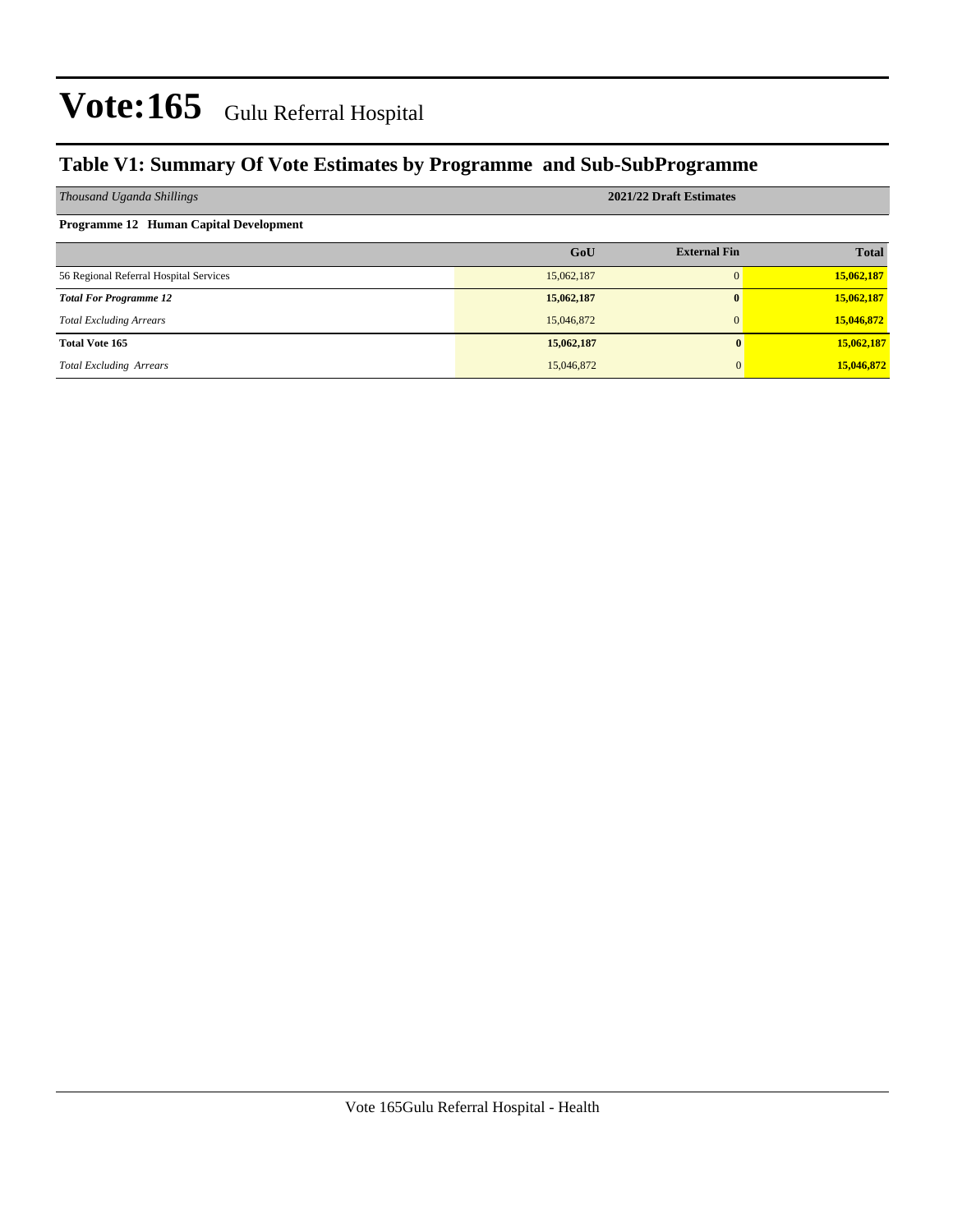# Vote:165 Gulu Referral Hospital

## Table V1: Summary Of Vote Estimates by Programme and Sub-SubProgramme

| *Thousand Uganda Shillings* | 2021/22 Draft Estimates | | |
|---|---|---|---|
| **Programme 12 Human Capital Development** | | | |
| | **GoU** | **External Fin** | **Total** |
| 56 Regional Referral Hospital Services | 15,062,187 | 0 | **15,062,187** |
| ***Total For Programme 12*** | **15,062,187** | **0** | **15,062,187** |
| *Total Excluding Arrears* | 15,046,872 | 0 | **15,046,872** |
| **Total Vote 165** | **15,062,187** | **0** | **15,062,187** |
| *Total Excluding Arrears* | 15,046,872 | 0 | **15,046,872** |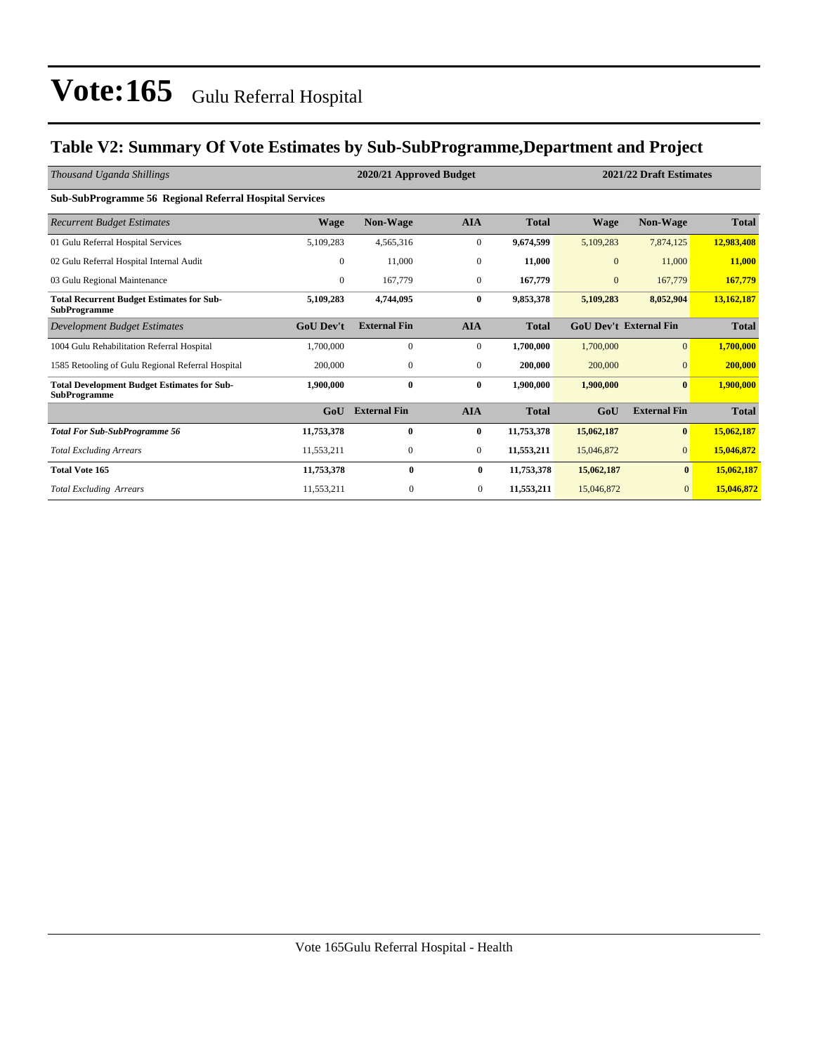# Vote:165 Gulu Referral Hospital

## Table V2: Summary Of Vote Estimates by Sub-SubProgramme,Department and Project

| *Thousand Uganda Shillings* | 2020/21 Approved Budget | | | | 2021/22 Draft Estimates | | |
|---|---|---|---|---|---|---|---|
| **Sub-SubProgramme 56 Regional Referral Hospital Services** | | | | | | | |
| *Recurrent Budget Estimates* | **Wage** | **Non-Wage** | **AIA** | **Total** | **Wage** | **Non-Wage** | **Total** |
| 01 Gulu Referral Hospital Services | 5,109,283 | 4,565,316 | 0 | **9,674,599** | 5,109,283 | 7,874,125 | **12,983,408** |
| 02 Gulu Referral Hospital Internal Audit | 0 | 11,000 | 0 | **11,000** | 0 | 11,000 | **11,000** |
| 03 Gulu Regional Maintenance | 0 | 167,779 | 0 | **167,779** | 0 | 167,779 | **167,779** |
| **Total Recurrent Budget Estimates for Sub-SubProgramme** | **5,109,283** | **4,744,095** | **0** | **9,853,378** | **5,109,283** | **8,052,904** | **13,162,187** |
| *Development Budget Estimates* | **GoU Dev't** | **External Fin** | **AIA** | **Total** | **GoU Dev't** | **External Fin** | **Total** |
| 1004 Gulu Rehabilitation Referral Hospital | 1,700,000 | 0 | 0 | **1,700,000** | 1,700,000 | 0 | **1,700,000** |
| 1585 Retooling of Gulu Regional Referral Hospital | 200,000 | 0 | 0 | **200,000** | 200,000 | 0 | **200,000** |
| **Total Development Budget Estimates for Sub-SubProgramme** | **1,900,000** | **0** | **0** | **1,900,000** | **1,900,000** | **0** | **1,900,000** |
| | **GoU** | **External Fin** | **AIA** | **Total** | **GoU** | **External Fin** | **Total** |
| ***Total For Sub-SubProgramme 56*** | **11,753,378** | **0** | **0** | **11,753,378** | **15,062,187** | **0** | **15,062,187** |
| *Total Excluding Arrears* | 11,553,211 | 0 | 0 | **11,553,211** | 15,046,872 | 0 | **15,046,872** |
| **Total Vote 165** | **11,753,378** | **0** | **0** | **11,753,378** | **15,062,187** | **0** | **15,062,187** |
| *Total Excluding Arrears* | 11,553,211 | 0 | 0 | **11,553,211** | 15,046,872 | 0 | **15,046,872** |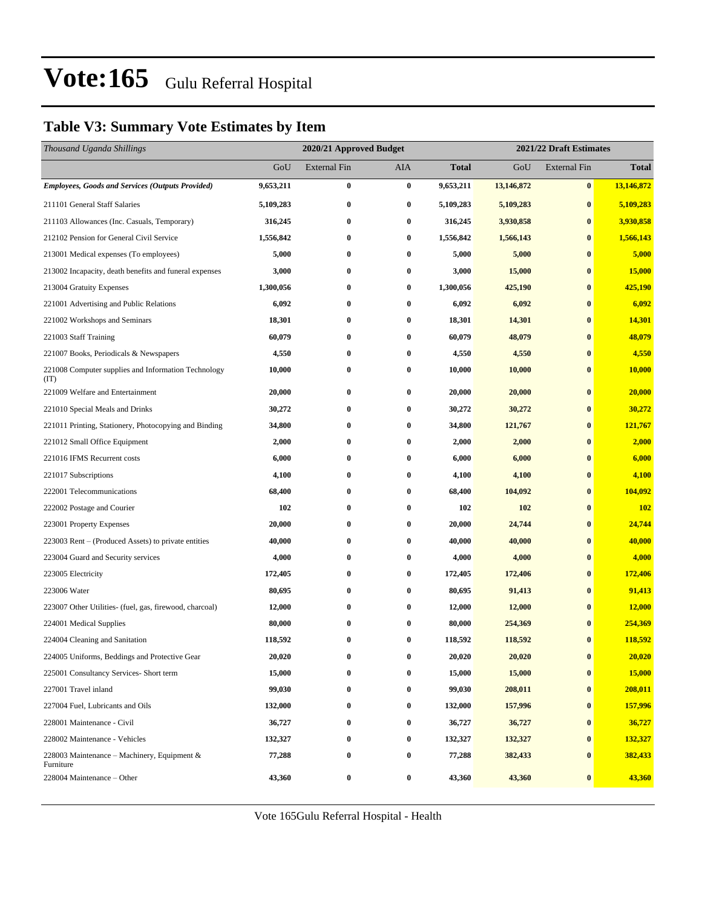# Vote:165 Gulu Referral Hospital

## Table V3: Summary Vote Estimates by Item

| *Thousand Uganda Shillings* | 2020/21 Approved Budget | | | | 2021/22 Draft Estimates | | |
|---|---|---|---|---|---|---|---|
| | GoU | External Fin | AIA | Total | GoU | External Fin | Total |
| ***Employees, Goods and Services (Outputs Provided)*** | **9,653,211** | **0** | **0** | **9,653,211** | **13,146,872** | **0** | **13,146,872** |
| 211101 General Staff Salaries | **5,109,283** | **0** | **0** | **5,109,283** | **5,109,283** | **0** | **5,109,283** |
| 211103 Allowances (Inc. Casuals, Temporary) | **316,245** | **0** | **0** | **316,245** | **3,930,858** | **0** | **3,930,858** |
| 212102 Pension for General Civil Service | **1,556,842** | **0** | **0** | **1,556,842** | **1,566,143** | **0** | **1,566,143** |
| 213001 Medical expenses (To employees) | **5,000** | **0** | **0** | **5,000** | **5,000** | **0** | **5,000** |
| 213002 Incapacity, death benefits and funeral expenses | **3,000** | **0** | **0** | **3,000** | **15,000** | **0** | **15,000** |
| 213004 Gratuity Expenses | **1,300,056** | **0** | **0** | **1,300,056** | **425,190** | **0** | **425,190** |
| 221001 Advertising and Public Relations | **6,092** | **0** | **0** | **6,092** | **6,092** | **0** | **6,092** |
| 221002 Workshops and Seminars | **18,301** | **0** | **0** | **18,301** | **14,301** | **0** | **14,301** |
| 221003 Staff Training | **60,079** | **0** | **0** | **60,079** | **48,079** | **0** | **48,079** |
| 221007 Books, Periodicals & Newspapers | **4,550** | **0** | **0** | **4,550** | **4,550** | **0** | **4,550** |
| 221008 Computer supplies and Information Technology (IT) | **10,000** | **0** | **0** | **10,000** | **10,000** | **0** | **10,000** |
| 221009 Welfare and Entertainment | **20,000** | **0** | **0** | **20,000** | **20,000** | **0** | **20,000** |
| 221010 Special Meals and Drinks | **30,272** | **0** | **0** | **30,272** | **30,272** | **0** | **30,272** |
| 221011 Printing, Stationery, Photocopying and Binding | **34,800** | **0** | **0** | **34,800** | **121,767** | **0** | **121,767** |
| 221012 Small Office Equipment | **2,000** | **0** | **0** | **2,000** | **2,000** | **0** | **2,000** |
| 221016 IFMS Recurrent costs | **6,000** | **0** | **0** | **6,000** | **6,000** | **0** | **6,000** |
| 221017 Subscriptions | **4,100** | **0** | **0** | **4,100** | **4,100** | **0** | **4,100** |
| 222001 Telecommunications | **68,400** | **0** | **0** | **68,400** | **104,092** | **0** | **104,092** |
| 222002 Postage and Courier | **102** | **0** | **0** | **102** | **102** | **0** | **102** |
| 223001 Property Expenses | **20,000** | **0** | **0** | **20,000** | **24,744** | **0** | **24,744** |
| 223003 Rent – (Produced Assets) to private entities | **40,000** | **0** | **0** | **40,000** | **40,000** | **0** | **40,000** |
| 223004 Guard and Security services | **4,000** | **0** | **0** | **4,000** | **4,000** | **0** | **4,000** |
| 223005 Electricity | **172,405** | **0** | **0** | **172,405** | **172,406** | **0** | **172,406** |
| 223006 Water | **80,695** | **0** | **0** | **80,695** | **91,413** | **0** | **91,413** |
| 223007 Other Utilities- (fuel, gas, firewood, charcoal) | **12,000** | **0** | **0** | **12,000** | **12,000** | **0** | **12,000** |
| 224001 Medical Supplies | **80,000** | **0** | **0** | **80,000** | **254,369** | **0** | **254,369** |
| 224004 Cleaning and Sanitation | **118,592** | **0** | **0** | **118,592** | **118,592** | **0** | **118,592** |
| 224005 Uniforms, Beddings and Protective Gear | **20,020** | **0** | **0** | **20,020** | **20,020** | **0** | **20,020** |
| 225001 Consultancy Services- Short term | **15,000** | **0** | **0** | **15,000** | **15,000** | **0** | **15,000** |
| 227001 Travel inland | **99,030** | **0** | **0** | **99,030** | **208,011** | **0** | **208,011** |
| 227004 Fuel, Lubricants and Oils | **132,000** | **0** | **0** | **132,000** | **157,996** | **0** | **157,996** |
| 228001 Maintenance - Civil | **36,727** | **0** | **0** | **36,727** | **36,727** | **0** | **36,727** |
| 228002 Maintenance - Vehicles | **132,327** | **0** | **0** | **132,327** | **132,327** | **0** | **132,327** |
| 228003 Maintenance – Machinery, Equipment & Furniture | **77,288** | **0** | **0** | **77,288** | **382,433** | **0** | **382,433** |
| 228004 Maintenance – Other | **43,360** | **0** | **0** | **43,360** | **43,360** | **0** | **43,360** |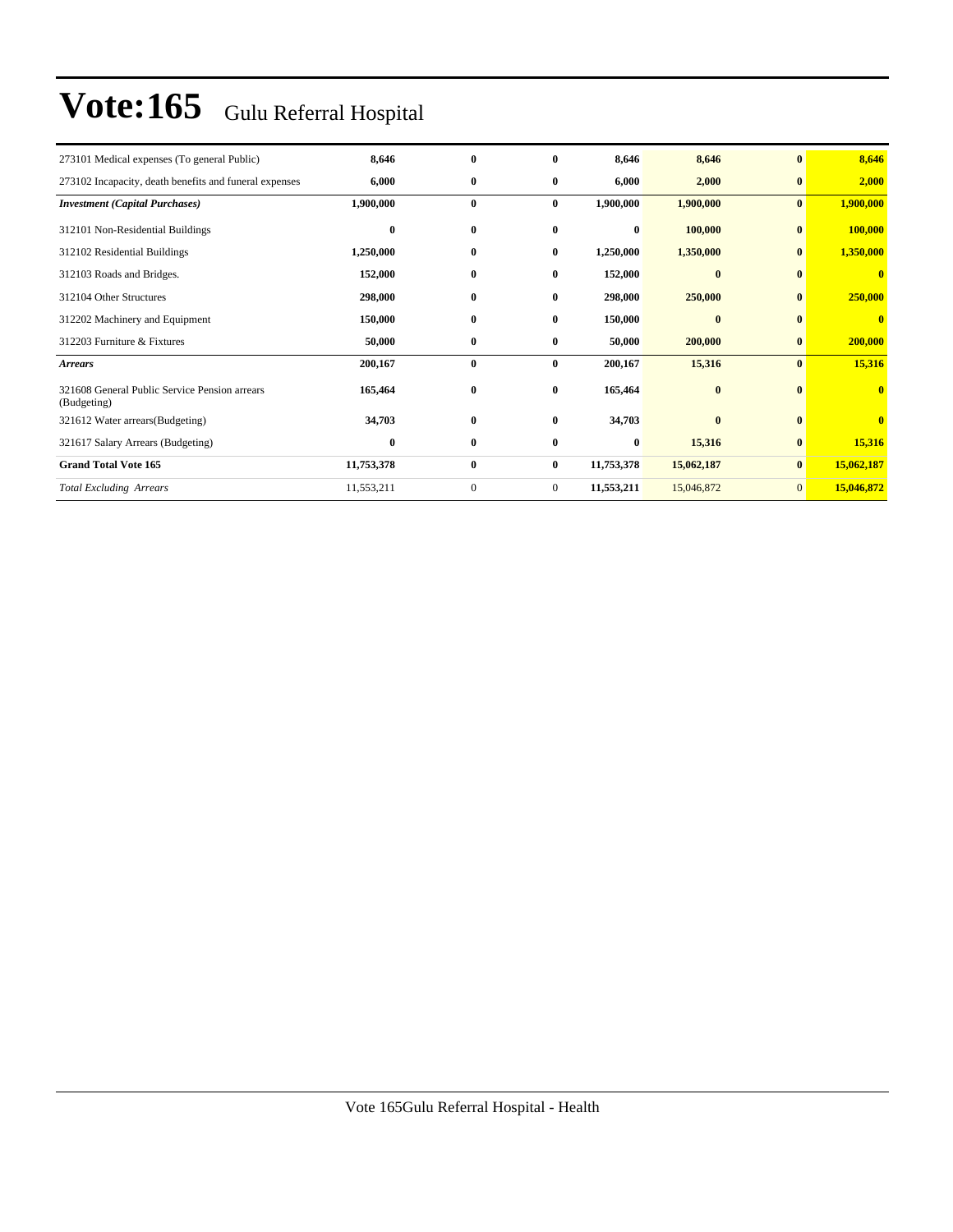# Vote:165 Gulu Referral Hospital

| | | | | | | | |
|---|---|---|---|---|---|---|---|
| 273101 Medical expenses (To general Public) | **8,646** | **0** | **0** | **8,646** | **8,646** | **0** | **8,646** |
| 273102 Incapacity, death benefits and funeral expenses | **6,000** | **0** | **0** | **6,000** | **2,000** | **0** | **2,000** |
| ***Investment (Capital Purchases)*** | **1,900,000** | **0** | **0** | **1,900,000** | **1,900,000** | **0** | **1,900,000** |
| 312101 Non-Residential Buildings | **0** | **0** | **0** | **0** | **100,000** | **0** | **100,000** |
| 312102 Residential Buildings | **1,250,000** | **0** | **0** | **1,250,000** | **1,350,000** | **0** | **1,350,000** |
| 312103 Roads and Bridges. | **152,000** | **0** | **0** | **152,000** | **0** | **0** | **0** |
| 312104 Other Structures | **298,000** | **0** | **0** | **298,000** | **250,000** | **0** | **250,000** |
| 312202 Machinery and Equipment | **150,000** | **0** | **0** | **150,000** | **0** | **0** | **0** |
| 312203 Furniture & Fixtures | **50,000** | **0** | **0** | **50,000** | **200,000** | **0** | **200,000** |
| ***Arrears*** | **200,167** | **0** | **0** | **200,167** | **15,316** | **0** | **15,316** |
| 321608 General Public Service Pension arrears (Budgeting) | **165,464** | **0** | **0** | **165,464** | **0** | **0** | **0** |
| 321612 Water arrears(Budgeting) | **34,703** | **0** | **0** | **34,703** | **0** | **0** | **0** |
| 321617 Salary Arrears (Budgeting) | **0** | **0** | **0** | **0** | **15,316** | **0** | **15,316** |
| **Grand Total Vote 165** | **11,753,378** | **0** | **0** | **11,753,378** | **15,062,187** | **0** | **15,062,187** |
| *Total Excluding Arrears* | 11,553,211 | 0 | 0 | **11,553,211** | 15,046,872 | 0 | **15,046,872** |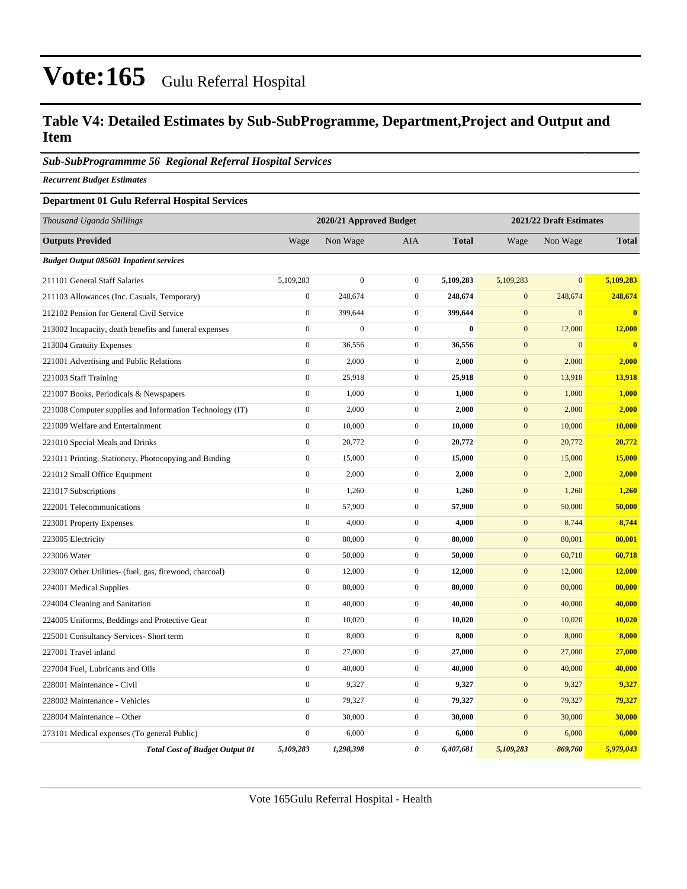# Vote:165 Gulu Referral Hospital

## Table V4: Detailed Estimates by Sub-SubProgramme, Department,Project and Output and Item

### *Sub-SubProgrammme 56 Regional Referral Hospital Services*

***Recurrent Budget Estimates***

**Department 01 Gulu Referral Hospital Services**

| *Thousand Uganda Shillings* | 2020/21 Approved Budget | | | | 2021/22 Draft Estimates | | |
|---|---|---|---|---|---|---|---|
| **Outputs Provided** | Wage | Non Wage | AIA | **Total** | Wage | Non Wage | **Total** |
| ***Budget Output 085601 Inpatient services*** | | | | | | | |
| 211101 General Staff Salaries | 5,109,283 | 0 | 0 | **5,109,283** | 5,109,283 | 0 | **5,109,283** |
| 211103 Allowances (Inc. Casuals, Temporary) | 0 | 248,674 | 0 | **248,674** | 0 | 248,674 | **248,674** |
| 212102 Pension for General Civil Service | 0 | 399,644 | 0 | **399,644** | 0 | 0 | **0** |
| 213002 Incapacity, death benefits and funeral expenses | 0 | 0 | 0 | **0** | 0 | 12,000 | **12,000** |
| 213004 Gratuity Expenses | 0 | 36,556 | 0 | **36,556** | 0 | 0 | **0** |
| 221001 Advertising and Public Relations | 0 | 2,000 | 0 | **2,000** | 0 | 2,000 | **2,000** |
| 221003 Staff Training | 0 | 25,918 | 0 | **25,918** | 0 | 13,918 | **13,918** |
| 221007 Books, Periodicals & Newspapers | 0 | 1,000 | 0 | **1,000** | 0 | 1,000 | **1,000** |
| 221008 Computer supplies and Information Technology (IT) | 0 | 2,000 | 0 | **2,000** | 0 | 2,000 | **2,000** |
| 221009 Welfare and Entertainment | 0 | 10,000 | 0 | **10,000** | 0 | 10,000 | **10,000** |
| 221010 Special Meals and Drinks | 0 | 20,772 | 0 | **20,772** | 0 | 20,772 | **20,772** |
| 221011 Printing, Stationery, Photocopying and Binding | 0 | 15,000 | 0 | **15,000** | 0 | 15,000 | **15,000** |
| 221012 Small Office Equipment | 0 | 2,000 | 0 | **2,000** | 0 | 2,000 | **2,000** |
| 221017 Subscriptions | 0 | 1,260 | 0 | **1,260** | 0 | 1,260 | **1,260** |
| 222001 Telecommunications | 0 | 57,900 | 0 | **57,900** | 0 | 50,000 | **50,000** |
| 223001 Property Expenses | 0 | 4,000 | 0 | **4,000** | 0 | 8,744 | **8,744** |
| 223005 Electricity | 0 | 80,000 | 0 | **80,000** | 0 | 80,001 | **80,001** |
| 223006 Water | 0 | 50,000 | 0 | **50,000** | 0 | 60,718 | **60,718** |
| 223007 Other Utilities- (fuel, gas, firewood, charcoal) | 0 | 12,000 | 0 | **12,000** | 0 | 12,000 | **12,000** |
| 224001 Medical Supplies | 0 | 80,000 | 0 | **80,000** | 0 | 80,000 | **80,000** |
| 224004 Cleaning and Sanitation | 0 | 40,000 | 0 | **40,000** | 0 | 40,000 | **40,000** |
| 224005 Uniforms, Beddings and Protective Gear | 0 | 10,020 | 0 | **10,020** | 0 | 10,020 | **10,020** |
| 225001 Consultancy Services- Short term | 0 | 8,000 | 0 | **8,000** | 0 | 8,000 | **8,000** |
| 227001 Travel inland | 0 | 27,000 | 0 | **27,000** | 0 | 27,000 | **27,000** |
| 227004 Fuel, Lubricants and Oils | 0 | 40,000 | 0 | **40,000** | 0 | 40,000 | **40,000** |
| 228001 Maintenance - Civil | 0 | 9,327 | 0 | **9,327** | 0 | 9,327 | **9,327** |
| 228002 Maintenance - Vehicles | 0 | 79,327 | 0 | **79,327** | 0 | 79,327 | **79,327** |
| 228004 Maintenance – Other | 0 | 30,000 | 0 | **30,000** | 0 | 30,000 | **30,000** |
| 273101 Medical expenses (To general Public) | 0 | 6,000 | 0 | **6,000** | 0 | 6,000 | **6,000** |
| ***Total Cost of Budget Output 01*** | ***5,109,283*** | ***1,298,398*** | ***0*** | ***6,407,681*** | ***5,109,283*** | ***869,760*** | ***5,979,043*** |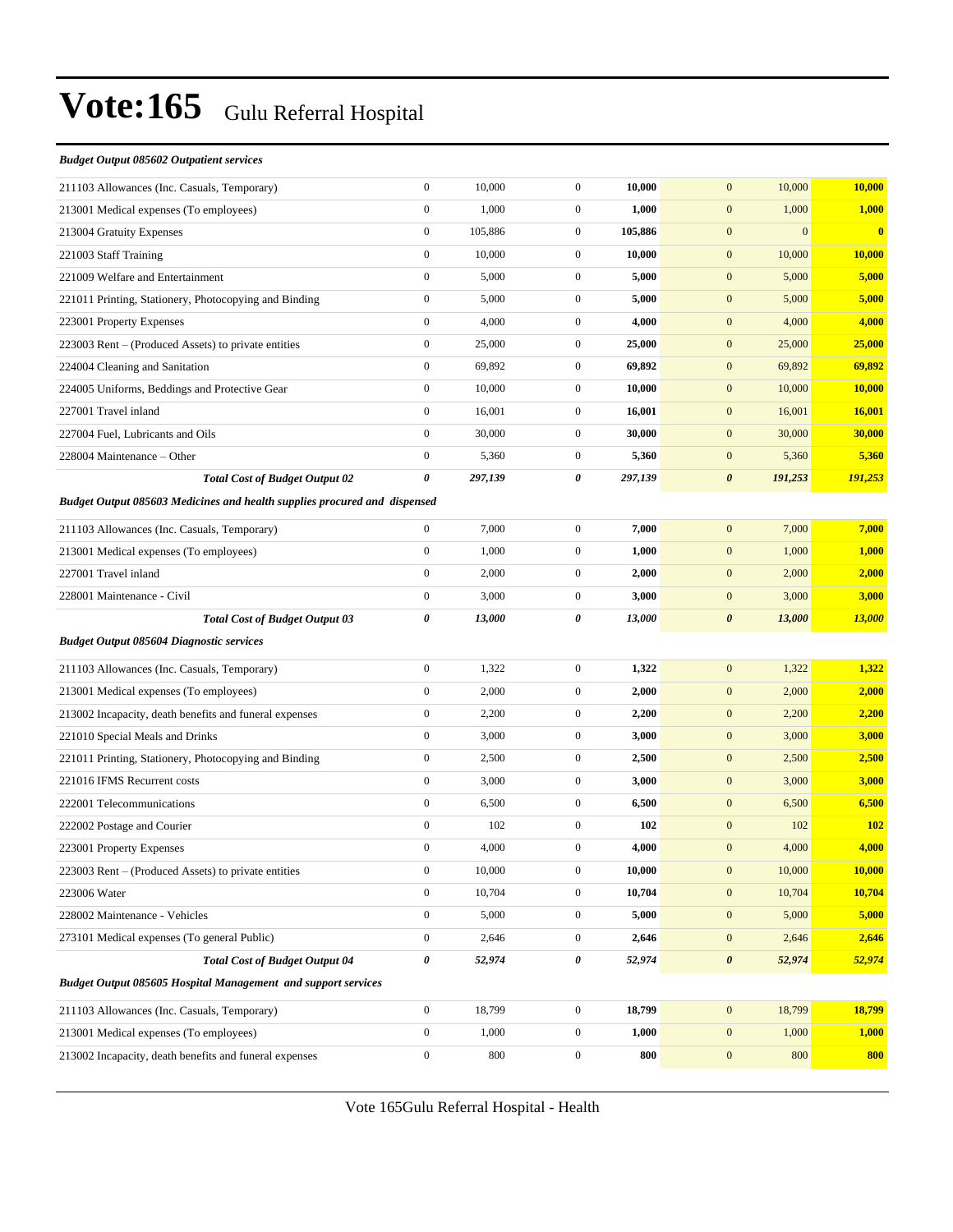# Vote:165 Gulu Referral Hospital

| | | | | | | | |
|---|---|---|---|---|---|---|---|
| ***Budget Output 085602 Outpatient services*** | | | | | | | |
| 211103 Allowances (Inc. Casuals, Temporary) | 0 | 10,000 | 0 | **10,000** | 0 | 10,000 | **10,000** |
| 213001 Medical expenses (To employees) | 0 | 1,000 | 0 | **1,000** | 0 | 1,000 | **1,000** |
| 213004 Gratuity Expenses | 0 | 105,886 | 0 | **105,886** | 0 | 0 | **0** |
| 221003 Staff Training | 0 | 10,000 | 0 | **10,000** | 0 | 10,000 | **10,000** |
| 221009 Welfare and Entertainment | 0 | 5,000 | 0 | **5,000** | 0 | 5,000 | **5,000** |
| 221011 Printing, Stationery, Photocopying and Binding | 0 | 5,000 | 0 | **5,000** | 0 | 5,000 | **5,000** |
| 223001 Property Expenses | 0 | 4,000 | 0 | **4,000** | 0 | 4,000 | **4,000** |
| 223003 Rent – (Produced Assets) to private entities | 0 | 25,000 | 0 | **25,000** | 0 | 25,000 | **25,000** |
| 224004 Cleaning and Sanitation | 0 | 69,892 | 0 | **69,892** | 0 | 69,892 | **69,892** |
| 224005 Uniforms, Beddings and Protective Gear | 0 | 10,000 | 0 | **10,000** | 0 | 10,000 | **10,000** |
| 227001 Travel inland | 0 | 16,001 | 0 | **16,001** | 0 | 16,001 | **16,001** |
| 227004 Fuel, Lubricants and Oils | 0 | 30,000 | 0 | **30,000** | 0 | 30,000 | **30,000** |
| 228004 Maintenance – Other | 0 | 5,360 | 0 | **5,360** | 0 | 5,360 | **5,360** |
| ***Total Cost of Budget Output 02*** | ***0*** | ***297,139*** | ***0*** | ***297,139*** | ***0*** | ***191,253*** | ***191,253*** |
| ***Budget Output 085603 Medicines and health supplies procured and dispensed*** | | | | | | | |
| 211103 Allowances (Inc. Casuals, Temporary) | 0 | 7,000 | 0 | **7,000** | 0 | 7,000 | **7,000** |
| 213001 Medical expenses (To employees) | 0 | 1,000 | 0 | **1,000** | 0 | 1,000 | **1,000** |
| 227001 Travel inland | 0 | 2,000 | 0 | **2,000** | 0 | 2,000 | **2,000** |
| 228001 Maintenance - Civil | 0 | 3,000 | 0 | **3,000** | 0 | 3,000 | **3,000** |
| ***Total Cost of Budget Output 03*** | ***0*** | ***13,000*** | ***0*** | ***13,000*** | ***0*** | ***13,000*** | ***13,000*** |
| ***Budget Output 085604 Diagnostic services*** | | | | | | | |
| 211103 Allowances (Inc. Casuals, Temporary) | 0 | 1,322 | 0 | **1,322** | 0 | 1,322 | **1,322** |
| 213001 Medical expenses (To employees) | 0 | 2,000 | 0 | **2,000** | 0 | 2,000 | **2,000** |
| 213002 Incapacity, death benefits and funeral expenses | 0 | 2,200 | 0 | **2,200** | 0 | 2,200 | **2,200** |
| 221010 Special Meals and Drinks | 0 | 3,000 | 0 | **3,000** | 0 | 3,000 | **3,000** |
| 221011 Printing, Stationery, Photocopying and Binding | 0 | 2,500 | 0 | **2,500** | 0 | 2,500 | **2,500** |
| 221016 IFMS Recurrent costs | 0 | 3,000 | 0 | **3,000** | 0 | 3,000 | **3,000** |
| 222001 Telecommunications | 0 | 6,500 | 0 | **6,500** | 0 | 6,500 | **6,500** |
| 222002 Postage and Courier | 0 | 102 | 0 | **102** | 0 | 102 | **102** |
| 223001 Property Expenses | 0 | 4,000 | 0 | **4,000** | 0 | 4,000 | **4,000** |
| 223003 Rent – (Produced Assets) to private entities | 0 | 10,000 | 0 | **10,000** | 0 | 10,000 | **10,000** |
| 223006 Water | 0 | 10,704 | 0 | **10,704** | 0 | 10,704 | **10,704** |
| 228002 Maintenance - Vehicles | 0 | 5,000 | 0 | **5,000** | 0 | 5,000 | **5,000** |
| 273101 Medical expenses (To general Public) | 0 | 2,646 | 0 | **2,646** | 0 | 2,646 | **2,646** |
| ***Total Cost of Budget Output 04*** | ***0*** | ***52,974*** | ***0*** | ***52,974*** | ***0*** | ***52,974*** | ***52,974*** |
| ***Budget Output 085605 Hospital Management and support services*** | | | | | | | |
| 211103 Allowances (Inc. Casuals, Temporary) | 0 | 18,799 | 0 | **18,799** | 0 | 18,799 | **18,799** |
| 213001 Medical expenses (To employees) | 0 | 1,000 | 0 | **1,000** | 0 | 1,000 | **1,000** |
| 213002 Incapacity, death benefits and funeral expenses | 0 | 800 | 0 | **800** | 0 | 800 | **800** |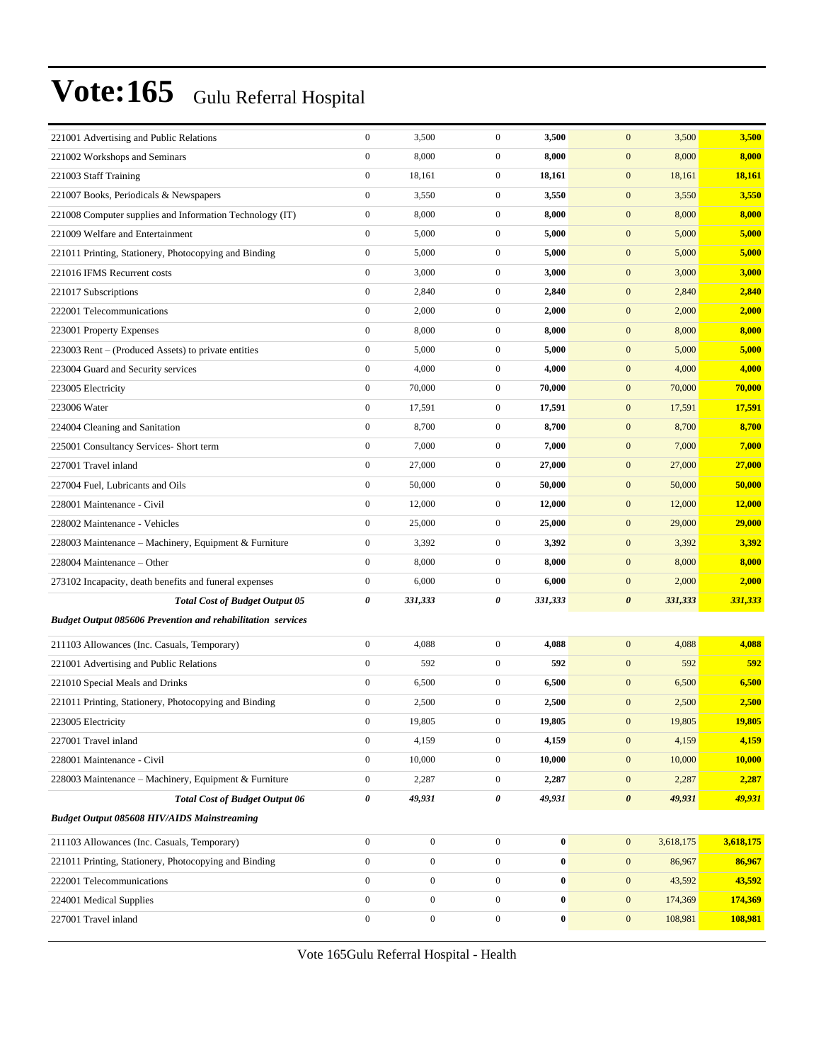# Vote:165 Gulu Referral Hospital

| | | | | | | | |
|---|---|---|---|---|---|---|---|
| 221001 Advertising and Public Relations | 0 | 3,500 | 0 | **3,500** | 0 | 3,500 | **3,500** |
| 221002 Workshops and Seminars | 0 | 8,000 | 0 | **8,000** | 0 | 8,000 | **8,000** |
| 221003 Staff Training | 0 | 18,161 | 0 | **18,161** | 0 | 18,161 | **18,161** |
| 221007 Books, Periodicals & Newspapers | 0 | 3,550 | 0 | **3,550** | 0 | 3,550 | **3,550** |
| 221008 Computer supplies and Information Technology (IT) | 0 | 8,000 | 0 | **8,000** | 0 | 8,000 | **8,000** |
| 221009 Welfare and Entertainment | 0 | 5,000 | 0 | **5,000** | 0 | 5,000 | **5,000** |
| 221011 Printing, Stationery, Photocopying and Binding | 0 | 5,000 | 0 | **5,000** | 0 | 5,000 | **5,000** |
| 221016 IFMS Recurrent costs | 0 | 3,000 | 0 | **3,000** | 0 | 3,000 | **3,000** |
| 221017 Subscriptions | 0 | 2,840 | 0 | **2,840** | 0 | 2,840 | **2,840** |
| 222001 Telecommunications | 0 | 2,000 | 0 | **2,000** | 0 | 2,000 | **2,000** |
| 223001 Property Expenses | 0 | 8,000 | 0 | **8,000** | 0 | 8,000 | **8,000** |
| 223003 Rent – (Produced Assets) to private entities | 0 | 5,000 | 0 | **5,000** | 0 | 5,000 | **5,000** |
| 223004 Guard and Security services | 0 | 4,000 | 0 | **4,000** | 0 | 4,000 | **4,000** |
| 223005 Electricity | 0 | 70,000 | 0 | **70,000** | 0 | 70,000 | **70,000** |
| 223006 Water | 0 | 17,591 | 0 | **17,591** | 0 | 17,591 | **17,591** |
| 224004 Cleaning and Sanitation | 0 | 8,700 | 0 | **8,700** | 0 | 8,700 | **8,700** |
| 225001 Consultancy Services- Short term | 0 | 7,000 | 0 | **7,000** | 0 | 7,000 | **7,000** |
| 227001 Travel inland | 0 | 27,000 | 0 | **27,000** | 0 | 27,000 | **27,000** |
| 227004 Fuel, Lubricants and Oils | 0 | 50,000 | 0 | **50,000** | 0 | 50,000 | **50,000** |
| 228001 Maintenance - Civil | 0 | 12,000 | 0 | **12,000** | 0 | 12,000 | **12,000** |
| 228002 Maintenance - Vehicles | 0 | 25,000 | 0 | **25,000** | 0 | 29,000 | **29,000** |
| 228003 Maintenance – Machinery, Equipment & Furniture | 0 | 3,392 | 0 | **3,392** | 0 | 3,392 | **3,392** |
| 228004 Maintenance – Other | 0 | 8,000 | 0 | **8,000** | 0 | 8,000 | **8,000** |
| 273102 Incapacity, death benefits and funeral expenses | 0 | 6,000 | 0 | **6,000** | 0 | 2,000 | **2,000** |
| ***Total Cost of Budget Output 05*** | ***0*** | ***331,333*** | ***0*** | ***331,333*** | ***0*** | ***331,333*** | ***331,333*** |
| ***Budget Output 085606 Prevention and rehabilitation services*** | | | | | | | |
| 211103 Allowances (Inc. Casuals, Temporary) | 0 | 4,088 | 0 | **4,088** | 0 | 4,088 | **4,088** |
| 221001 Advertising and Public Relations | 0 | 592 | 0 | **592** | 0 | 592 | **592** |
| 221010 Special Meals and Drinks | 0 | 6,500 | 0 | **6,500** | 0 | 6,500 | **6,500** |
| 221011 Printing, Stationery, Photocopying and Binding | 0 | 2,500 | 0 | **2,500** | 0 | 2,500 | **2,500** |
| 223005 Electricity | 0 | 19,805 | 0 | **19,805** | 0 | 19,805 | **19,805** |
| 227001 Travel inland | 0 | 4,159 | 0 | **4,159** | 0 | 4,159 | **4,159** |
| 228001 Maintenance - Civil | 0 | 10,000 | 0 | **10,000** | 0 | 10,000 | **10,000** |
| 228003 Maintenance – Machinery, Equipment & Furniture | 0 | 2,287 | 0 | **2,287** | 0 | 2,287 | **2,287** |
| ***Total Cost of Budget Output 06*** | ***0*** | ***49,931*** | ***0*** | ***49,931*** | ***0*** | ***49,931*** | ***49,931*** |
| ***Budget Output 085608 HIV/AIDS Mainstreaming*** | | | | | | | |
| 211103 Allowances (Inc. Casuals, Temporary) | 0 | 0 | 0 | **0** | 0 | 3,618,175 | **3,618,175** |
| 221011 Printing, Stationery, Photocopying and Binding | 0 | 0 | 0 | **0** | 0 | 86,967 | **86,967** |
| 222001 Telecommunications | 0 | 0 | 0 | **0** | 0 | 43,592 | **43,592** |
| 224001 Medical Supplies | 0 | 0 | 0 | **0** | 0 | 174,369 | **174,369** |
| 227001 Travel inland | 0 | 0 | 0 | **0** | 0 | 108,981 | **108,981** |

Vote 165Gulu Referral Hospital - Health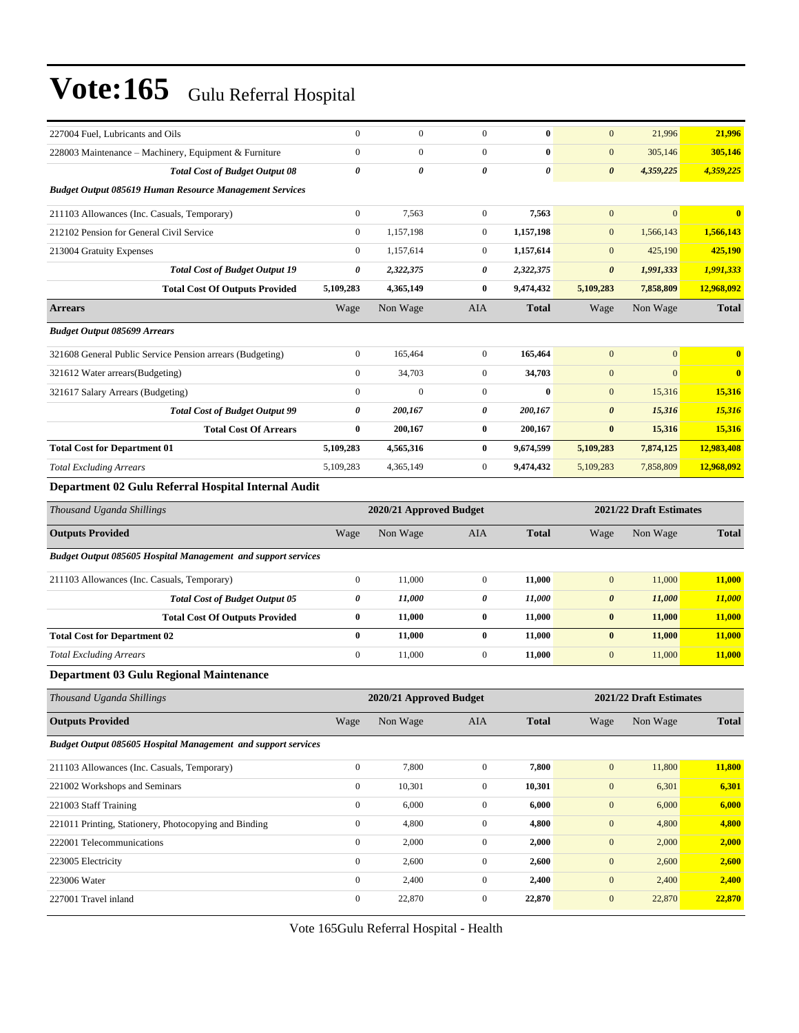# Vote:165 Gulu Referral Hospital

| | | | | | | | |
|---|---|---|---|---|---|---|---|
| 227004 Fuel, Lubricants and Oils | 0 | 0 | 0 | **0** | 0 | 21,996 | **21,996** |
| 228003 Maintenance – Machinery, Equipment & Furniture | 0 | 0 | 0 | **0** | 0 | 305,146 | **305,146** |
| ***Total Cost of Budget Output 08*** | ***0*** | ***0*** | ***0*** | ***0*** | ***0*** | ***4,359,225*** | ***4,359,225*** |
| ***Budget Output 085619 Human Resource Management Services*** | | | | | | | |
| 211103 Allowances (Inc. Casuals, Temporary) | 0 | 7,563 | 0 | **7,563** | 0 | 0 | **0** |
| 212102 Pension for General Civil Service | 0 | 1,157,198 | 0 | **1,157,198** | 0 | 1,566,143 | **1,566,143** |
| 213004 Gratuity Expenses | 0 | 1,157,614 | 0 | **1,157,614** | 0 | 425,190 | **425,190** |
| ***Total Cost of Budget Output 19*** | ***0*** | ***2,322,375*** | ***0*** | ***2,322,375*** | ***0*** | ***1,991,333*** | ***1,991,333*** |
| **Total Cost Of Outputs Provided** | **5,109,283** | **4,365,149** | **0** | **9,474,432** | **5,109,283** | **7,858,809** | **12,968,092** |
| **Arrears** | Wage | Non Wage | AIA | **Total** | Wage | Non Wage | **Total** |
| ***Budget Output 085699 Arrears*** | | | | | | | |
| 321608 General Public Service Pension arrears (Budgeting) | 0 | 165,464 | 0 | **165,464** | 0 | 0 | **0** |
| 321612 Water arrears(Budgeting) | 0 | 34,703 | 0 | **34,703** | 0 | 0 | **0** |
| 321617 Salary Arrears (Budgeting) | 0 | 0 | 0 | **0** | 0 | 15,316 | **15,316** |
| ***Total Cost of Budget Output 99*** | ***0*** | ***200,167*** | ***0*** | ***200,167*** | ***0*** | ***15,316*** | ***15,316*** |
| **Total Cost Of Arrears** | **0** | **200,167** | **0** | **200,167** | **0** | **15,316** | **15,316** |
| **Total Cost for Department 01** | **5,109,283** | **4,565,316** | **0** | **9,674,599** | **5,109,283** | **7,874,125** | **12,983,408** |
| *Total Excluding Arrears* | 5,109,283 | 4,365,149 | 0 | **9,474,432** | 5,109,283 | 7,858,809 | **12,968,092** |

### Department 02 Gulu Referral Hospital Internal Audit

| *Thousand Uganda Shillings* | | 2020/21 Approved Budget | | | | 2021/22 Draft Estimates | |
|---|---|---|---|---|---|---|---|
| **Outputs Provided** | Wage | Non Wage | AIA | **Total** | Wage | Non Wage | **Total** |
| ***Budget Output 085605 Hospital Management and support services*** | | | | | | | |
| 211103 Allowances (Inc. Casuals, Temporary) | 0 | 11,000 | 0 | **11,000** | 0 | 11,000 | **11,000** |
| ***Total Cost of Budget Output 05*** | ***0*** | ***11,000*** | ***0*** | ***11,000*** | ***0*** | ***11,000*** | ***11,000*** |
| **Total Cost Of Outputs Provided** | **0** | **11,000** | **0** | **11,000** | **0** | **11,000** | **11,000** |
| **Total Cost for Department 02** | **0** | **11,000** | **0** | **11,000** | **0** | **11,000** | **11,000** |
| *Total Excluding Arrears* | 0 | 11,000 | 0 | **11,000** | 0 | 11,000 | **11,000** |

### Department 03 Gulu Regional Maintenance

| *Thousand Uganda Shillings* | | 2020/21 Approved Budget | | | | 2021/22 Draft Estimates | |
|---|---|---|---|---|---|---|---|
| **Outputs Provided** | Wage | Non Wage | AIA | **Total** | Wage | Non Wage | **Total** |
| ***Budget Output 085605 Hospital Management and support services*** | | | | | | | |
| 211103 Allowances (Inc. Casuals, Temporary) | 0 | 7,800 | 0 | **7,800** | 0 | 11,800 | **11,800** |
| 221002 Workshops and Seminars | 0 | 10,301 | 0 | **10,301** | 0 | 6,301 | **6,301** |
| 221003 Staff Training | 0 | 6,000 | 0 | **6,000** | 0 | 6,000 | **6,000** |
| 221011 Printing, Stationery, Photocopying and Binding | 0 | 4,800 | 0 | **4,800** | 0 | 4,800 | **4,800** |
| 222001 Telecommunications | 0 | 2,000 | 0 | **2,000** | 0 | 2,000 | **2,000** |
| 223005 Electricity | 0 | 2,600 | 0 | **2,600** | 0 | 2,600 | **2,600** |
| 223006 Water | 0 | 2,400 | 0 | **2,400** | 0 | 2,400 | **2,400** |
| 227001 Travel inland | 0 | 22,870 | 0 | **22,870** | 0 | 22,870 | **22,870** |

Vote 165Gulu Referral Hospital - Health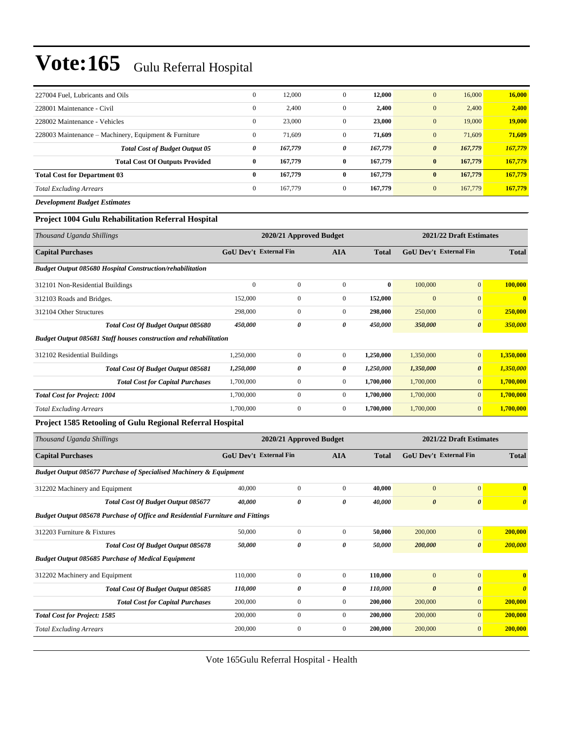# Vote:165 Gulu Referral Hospital

| | | | | | | | |
|---|---|---|---|---|---|---|---|
| 227004 Fuel, Lubricants and Oils | 0 | 12,000 | 0 | **12,000** | 0 | 16,000 | **16,000** |
| 228001 Maintenance - Civil | 0 | 2,400 | 0 | **2,400** | 0 | 2,400 | **2,400** |
| 228002 Maintenance - Vehicles | 0 | 23,000 | 0 | **23,000** | 0 | 19,000 | **19,000** |
| 228003 Maintenance – Machinery, Equipment & Furniture | 0 | 71,609 | 0 | **71,609** | 0 | 71,609 | **71,609** |
| ***Total Cost of Budget Output 05*** | ***0*** | ***167,779*** | ***0*** | ***167,779*** | ***0*** | ***167,779*** | ***167,779*** |
| **Total Cost Of Outputs Provided** | **0** | **167,779** | **0** | **167,779** | **0** | **167,779** | **167,779** |
| **Total Cost for Department 03** | **0** | **167,779** | **0** | **167,779** | **0** | **167,779** | **167,779** |
| *Total Excluding Arrears* | 0 | 167,779 | 0 | 167,779 | 0 | 167,779 | **167,779** |

***Development Budget Estimates***

### Project 1004 Gulu Rehabilitation Referral Hospital

| *Thousand Uganda Shillings* | 2020/21 Approved Budget | | | | 2021/22 Draft Estimates | | |
|---|---|---|---|---|---|---|---|
| **Capital Purchases** | **GoU Dev't** | **External Fin** | **AIA** | **Total** | **GoU Dev't** | **External Fin** | **Total** |
| ***Budget Output 085680 Hospital Construction/rehabilitation*** | | | | | | | |
| 312101 Non-Residential Buildings | 0 | 0 | 0 | **0** | 100,000 | 0 | **100,000** |
| 312103 Roads and Bridges. | 152,000 | 0 | 0 | **152,000** | 0 | 0 | **0** |
| 312104 Other Structures | 298,000 | 0 | 0 | **298,000** | 250,000 | 0 | **250,000** |
| ***Total Cost Of Budget Output 085680*** | ***450,000*** | ***0*** | ***0*** | ***450,000*** | ***350,000*** | ***0*** | ***350,000*** |
| ***Budget Output 085681 Staff houses construction and rehabilitation*** | | | | | | | |
| 312102 Residential Buildings | 1,250,000 | 0 | 0 | **1,250,000** | 1,350,000 | 0 | **1,350,000** |
| ***Total Cost Of Budget Output 085681*** | ***1,250,000*** | ***0*** | ***0*** | ***1,250,000*** | ***1,350,000*** | ***0*** | ***1,350,000*** |
| ***Total Cost for Capital Purchases*** | 1,700,000 | 0 | 0 | **1,700,000** | 1,700,000 | 0 | **1,700,000** |
| ***Total Cost for Project: 1004*** | 1,700,000 | 0 | 0 | **1,700,000** | 1,700,000 | 0 | **1,700,000** |
| *Total Excluding Arrears* | 1,700,000 | 0 | 0 | **1,700,000** | 1,700,000 | 0 | **1,700,000** |

### Project 1585 Retooling of Gulu Regional Referral Hospital

| *Thousand Uganda Shillings* | 2020/21 Approved Budget | | | | 2021/22 Draft Estimates | | |
|---|---|---|---|---|---|---|---|
| **Capital Purchases** | **GoU Dev't** | **External Fin** | **AIA** | **Total** | **GoU Dev't** | **External Fin** | **Total** |
| ***Budget Output 085677 Purchase of Specialised Machinery & Equipment*** | | | | | | | |
| 312202 Machinery and Equipment | 40,000 | 0 | 0 | **40,000** | 0 | 0 | **0** |
| ***Total Cost Of Budget Output 085677*** | ***40,000*** | ***0*** | ***0*** | ***40,000*** | ***0*** | ***0*** | ***0*** |
| ***Budget Output 085678 Purchase of Office and Residential Furniture and Fittings*** | | | | | | | |
| 312203 Furniture & Fixtures | 50,000 | 0 | 0 | **50,000** | 200,000 | 0 | **200,000** |
| ***Total Cost Of Budget Output 085678*** | ***50,000*** | ***0*** | ***0*** | ***50,000*** | ***200,000*** | ***0*** | ***200,000*** |
| ***Budget Output 085685 Purchase of Medical Equipment*** | | | | | | | |
| 312202 Machinery and Equipment | 110,000 | 0 | 0 | **110,000** | 0 | 0 | **0** |
| ***Total Cost Of Budget Output 085685*** | ***110,000*** | ***0*** | ***0*** | ***110,000*** | ***0*** | ***0*** | ***0*** |
| ***Total Cost for Capital Purchases*** | 200,000 | 0 | 0 | **200,000** | 200,000 | 0 | **200,000** |
| ***Total Cost for Project: 1585*** | 200,000 | 0 | 0 | **200,000** | 200,000 | 0 | **200,000** |
| *Total Excluding Arrears* | 200,000 | 0 | 0 | **200,000** | 200,000 | 0 | **200,000** |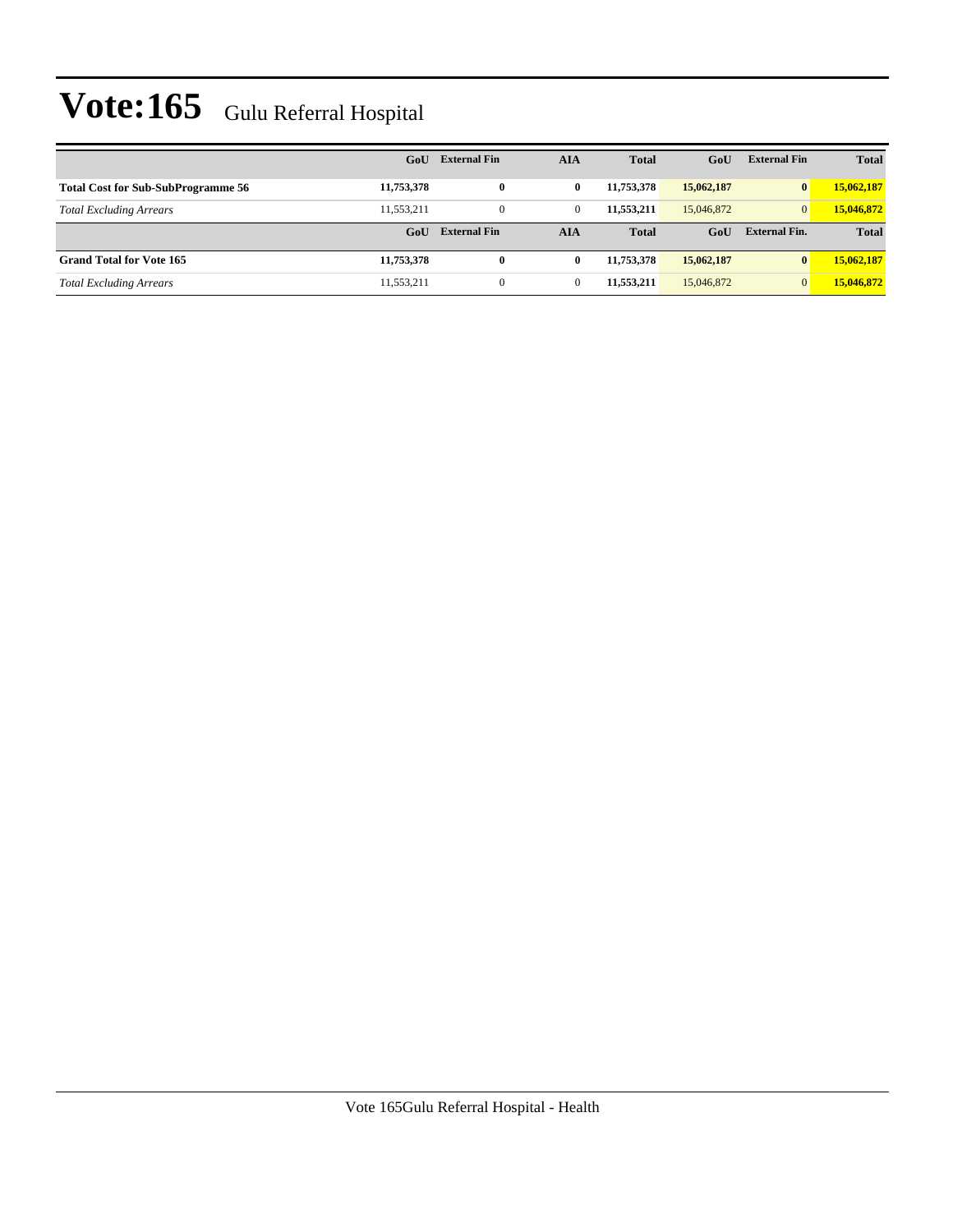# Vote:165 Gulu Referral Hospital

| | GoU | External Fin | AIA | Total | GoU | External Fin | Total |
|---|---|---|---|---|---|---|---|
| **Total Cost for Sub-SubProgramme 56** | **11,753,378** | **0** | **0** | **11,753,378** | **15,062,187** | **0** | **15,062,187** |
| *Total Excluding Arrears* | 11,553,211 | 0 | 0 | **11,553,211** | 15,046,872 | 0 | **15,046,872** |
| | **GoU** | **External Fin** | **AIA** | **Total** | **GoU** | **External Fin.** | **Total** |
| **Grand Total for Vote 165** | **11,753,378** | **0** | **0** | **11,753,378** | **15,062,187** | **0** | **15,062,187** |
| *Total Excluding Arrears* | 11,553,211 | 0 | 0 | **11,553,211** | 15,046,872 | 0 | **15,046,872** |